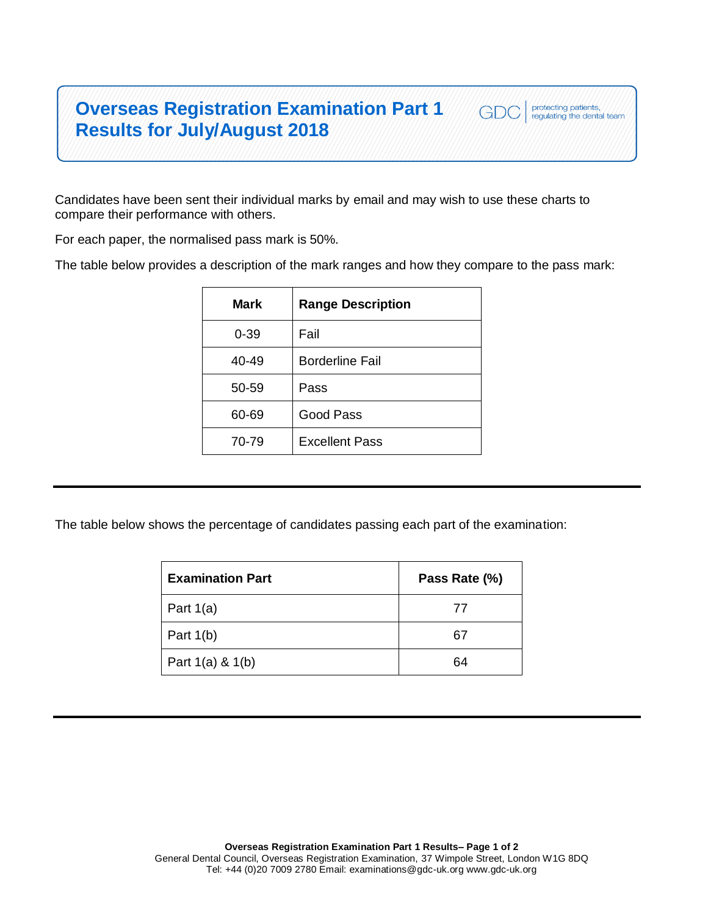# Overseas Registration Examination Part 1 Results for July/August 2018

GDC | protecting patients, regulating the dental team

Candidates have been sent their individual marks by email and may wish to use these charts to compare their performance with others.

For each paper, the normalised pass mark is 50%.

The table below provides a description of the mark ranges and how they compare to the pass mark:

| Mark | Range Description |
|---|---|
| 0-39 | Fail |
| 40-49 | Borderline Fail |
| 50-59 | Pass |
| 60-69 | Good Pass |
| 70-79 | Excellent Pass |

---

The table below shows the percentage of candidates passing each part of the examination:

| Examination Part | Pass Rate (%) |
|---|---|
| Part 1(a) | 77 |
| Part 1(b) | 67 |
| Part 1(a) & 1(b) | 64 |

---

General Dental Council, Overseas Registration Examination, 37 Wimpole Street, London W1G 8DQ
Tel: +44 (0)20 7009 2780 Email: examinations@gdc-uk.org www.gdc-uk.org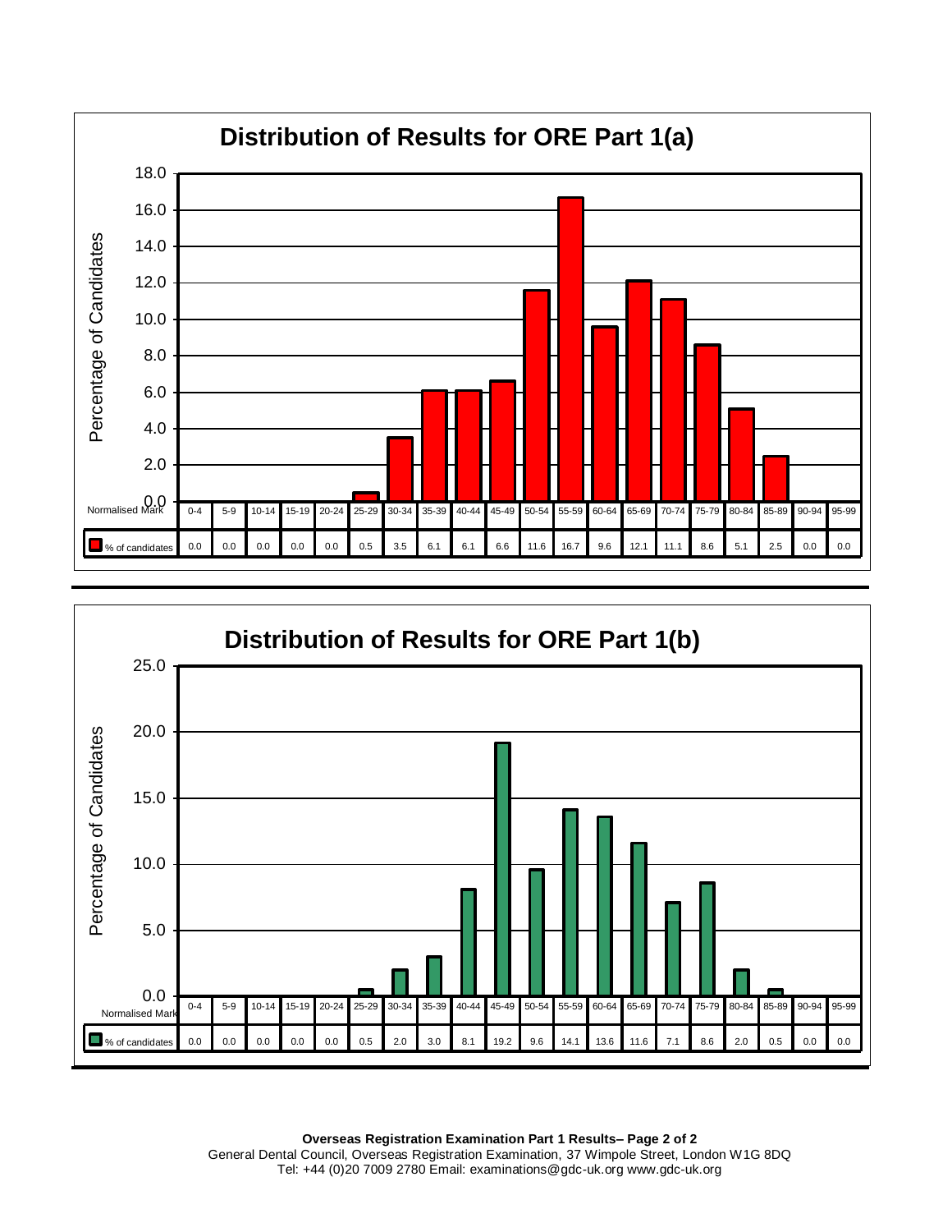## Distribution of Results for ORE Part 1(a)

Percentage of Candidates

18.0
16.0
14.0
12.0
10.0
8.0
6.0
4.0
2.0
0.0

Normalised Mark: 0-4, 5-9, 10-14, 15-19, 20-24, 25-29, 30-34, 35-39, 40-44, 45-49, 50-54, 55-59, 60-64, 65-69, 70-74, 75-79, 80-84, 85-89, 90-94, 95-99

% of candidates: 0.0, 0.0, 0.0, 0.0, 0.0, 0.5, 3.5, 6.1, 6.1, 6.6, 11.6, 16.7, 9.6, 12.1, 11.1, 8.6, 5.1, 2.5, 0.0, 0.0

## Distribution of Results for ORE Part 1(b)

Percentage of Candidates

25.0
20.0
15.0
10.0
5.0
0.0

Normalised Mark: 0-4, 5-9, 10-14, 15-19, 20-24, 25-29, 30-34, 35-39, 40-44, 45-49, 50-54, 55-59, 60-64, 65-69, 70-74, 75-79, 80-84, 85-89, 90-94, 95-99

% of candidates: 0.0, 0.0, 0.0, 0.0, 0.0, 0.5, 2.0, 3.0, 8.1, 19.2, 9.6, 14.1, 13.6, 11.6, 7.1, 8.6, 2.0, 0.5, 0.0, 0.0

**Overseas Registration Examination Part 1 Results– Page 2 of 2**
General Dental Council, Overseas Registration Examination, 37 Wimpole Street, London W1G 8DQ
Tel: +44 (0)20 7009 2780 Email: examinations@gdc-uk.org www.gdc-uk.org